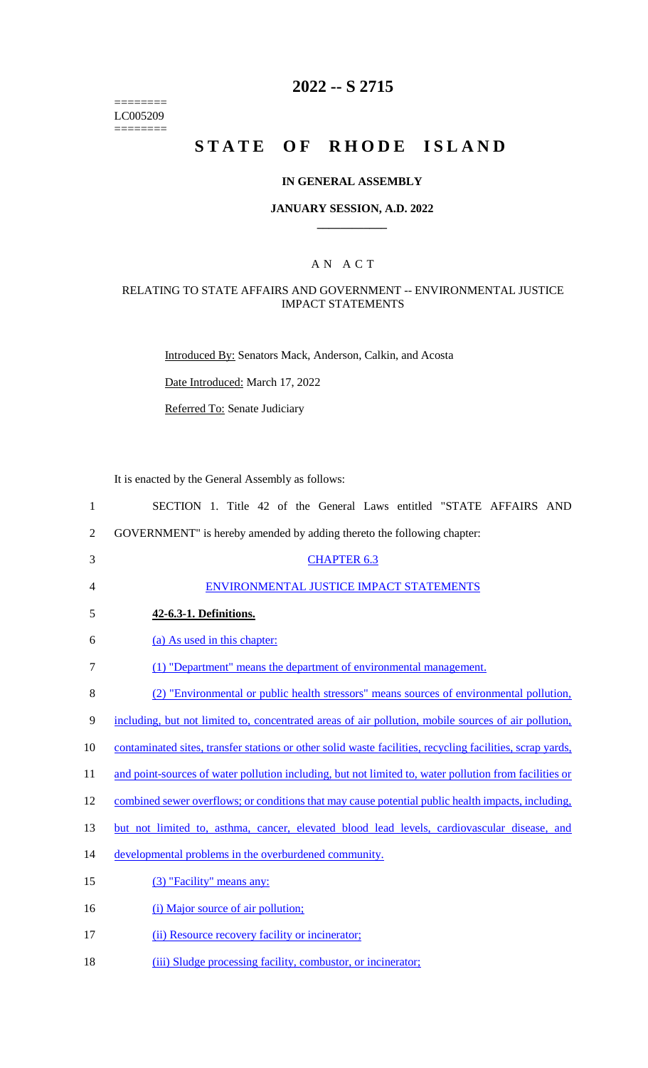========
LC005209
========

# 2022 -- S 2715

# STATE OF RHODE ISLAND

## IN GENERAL ASSEMBLY

### JANUARY SESSION, A.D. 2022

### A N A C T

RELATING TO STATE AFFAIRS AND GOVERNMENT -- ENVIRONMENTAL JUSTICE IMPACT STATEMENTS

Introduced By: Senators Mack, Anderson, Calkin, and Acosta

Date Introduced: March 17, 2022

Referred To: Senate Judiciary

It is enacted by the General Assembly as follows:

1 SECTION 1. Title 42 of the General Laws entitled "STATE AFFAIRS AND
2 GOVERNMENT" is hereby amended by adding thereto the following chapter:

3 CHAPTER 6.3

4 ENVIRONMENTAL JUSTICE IMPACT STATEMENTS

5 **42-6.3-1. Definitions.**

6 (a) As used in this chapter:

7 (1) "Department" means the department of environmental management.

8 (2) "Environmental or public health stressors" means sources of environmental pollution,
9 including, but not limited to, concentrated areas of air pollution, mobile sources of air pollution,
10 contaminated sites, transfer stations or other solid waste facilities, recycling facilities, scrap yards,
11 and point-sources of water pollution including, but not limited to, water pollution from facilities or
12 combined sewer overflows; or conditions that may cause potential public health impacts, including,
13 but not limited to, asthma, cancer, elevated blood lead levels, cardiovascular disease, and
14 developmental problems in the overburdened community.

15 (3) "Facility" means any:

16 (i) Major source of air pollution;

17 (ii) Resource recovery facility or incinerator;

18 (iii) Sludge processing facility, combustor, or incinerator;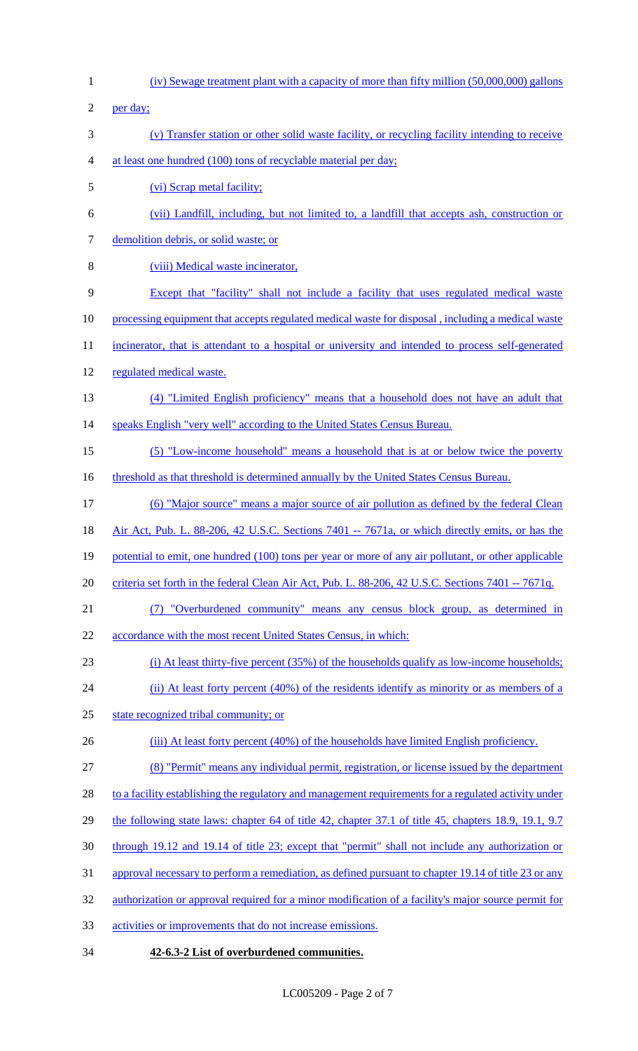(iv) Sewage treatment plant with a capacity of more than fifty million (50,000,000) gallons per day;

(v) Transfer station or other solid waste facility, or recycling facility intending to receive at least one hundred (100) tons of recyclable material per day;

(vi) Scrap metal facility;

(vii) Landfill, including, but not limited to, a landfill that accepts ash, construction or demolition debris, or solid waste; or

(viii) Medical waste incinerator,

Except that "facility" shall not include a facility that uses regulated medical waste processing equipment that accepts regulated medical waste for disposal , including a medical waste incinerator, that is attendant to a hospital or university and intended to process self-generated regulated medical waste.

(4) "Limited English proficiency" means that a household does not have an adult that speaks English "very well" according to the United States Census Bureau.

(5) "Low-income household" means a household that is at or below twice the poverty threshold as that threshold is determined annually by the United States Census Bureau.

(6) "Major source" means a major source of air pollution as defined by the federal Clean Air Act, Pub. L. 88-206, 42 U.S.C. Sections 7401 -- 7671a, or which directly emits, or has the potential to emit, one hundred (100) tons per year or more of any air pollutant, or other applicable criteria set forth in the federal Clean Air Act, Pub. L. 88-206, 42 U.S.C. Sections 7401 -- 7671q.

(7) "Overburdened community" means any census block group, as determined in accordance with the most recent United States Census, in which:

(i) At least thirty-five percent (35%) of the households qualify as low-income households;

(ii) At least forty percent (40%) of the residents identify as minority or as members of a state recognized tribal community; or

(iii) At least forty percent (40%) of the households have limited English proficiency.

(8) "Permit" means any individual permit, registration, or license issued by the department to a facility establishing the regulatory and management requirements for a regulated activity under the following state laws: chapter 64 of title 42, chapter 37.1 of title 45, chapters 18.9, 19.1, 9.7 through 19.12 and 19.14 of title 23; except that "permit" shall not include any authorization or approval necessary to perform a remediation, as defined pursuant to chapter 19.14 of title 23 or any authorization or approval required for a minor modification of a facility's major source permit for activities or improvements that do not increase emissions.

**42-6.3-2 List of overburdened communities.**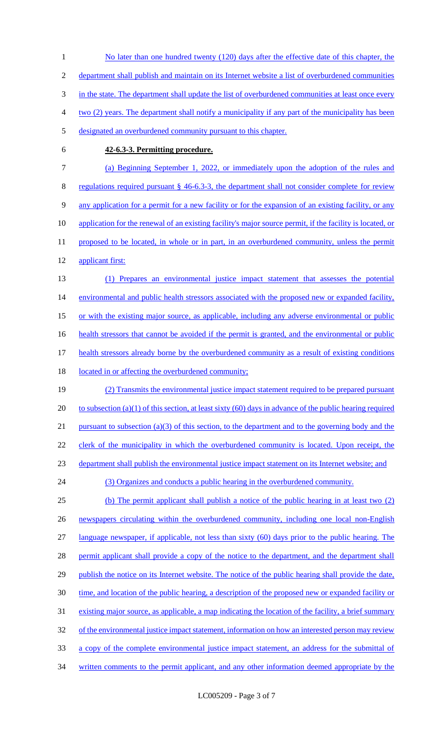No later than one hundred twenty (120) days after the effective date of this chapter, the department shall publish and maintain on its Internet website a list of overburdened communities in the state. The department shall update the list of overburdened communities at least once every two (2) years. The department shall notify a municipality if any part of the municipality has been designated an overburdened community pursuant to this chapter.

**42-6.3-3. Permitting procedure.**

(a) Beginning September 1, 2022, or immediately upon the adoption of the rules and regulations required pursuant § 46-6.3-3, the department shall not consider complete for review any application for a permit for a new facility or for the expansion of an existing facility, or any application for the renewal of an existing facility's major source permit, if the facility is located, or proposed to be located, in whole or in part, in an overburdened community, unless the permit applicant first:

(1) Prepares an environmental justice impact statement that assesses the potential environmental and public health stressors associated with the proposed new or expanded facility, or with the existing major source, as applicable, including any adverse environmental or public health stressors that cannot be avoided if the permit is granted, and the environmental or public health stressors already borne by the overburdened community as a result of existing conditions located in or affecting the overburdened community;

(2) Transmits the environmental justice impact statement required to be prepared pursuant to subsection (a)(1) of this section, at least sixty (60) days in advance of the public hearing required pursuant to subsection (a)(3) of this section, to the department and to the governing body and the clerk of the municipality in which the overburdened community is located. Upon receipt, the department shall publish the environmental justice impact statement on its Internet website; and

(3) Organizes and conducts a public hearing in the overburdened community.

(b) The permit applicant shall publish a notice of the public hearing in at least two (2) newspapers circulating within the overburdened community, including one local non-English language newspaper, if applicable, not less than sixty (60) days prior to the public hearing. The permit applicant shall provide a copy of the notice to the department, and the department shall publish the notice on its Internet website. The notice of the public hearing shall provide the date, time, and location of the public hearing, a description of the proposed new or expanded facility or existing major source, as applicable, a map indicating the location of the facility, a brief summary of the environmental justice impact statement, information on how an interested person may review a copy of the complete environmental justice impact statement, an address for the submittal of written comments to the permit applicant, and any other information deemed appropriate by the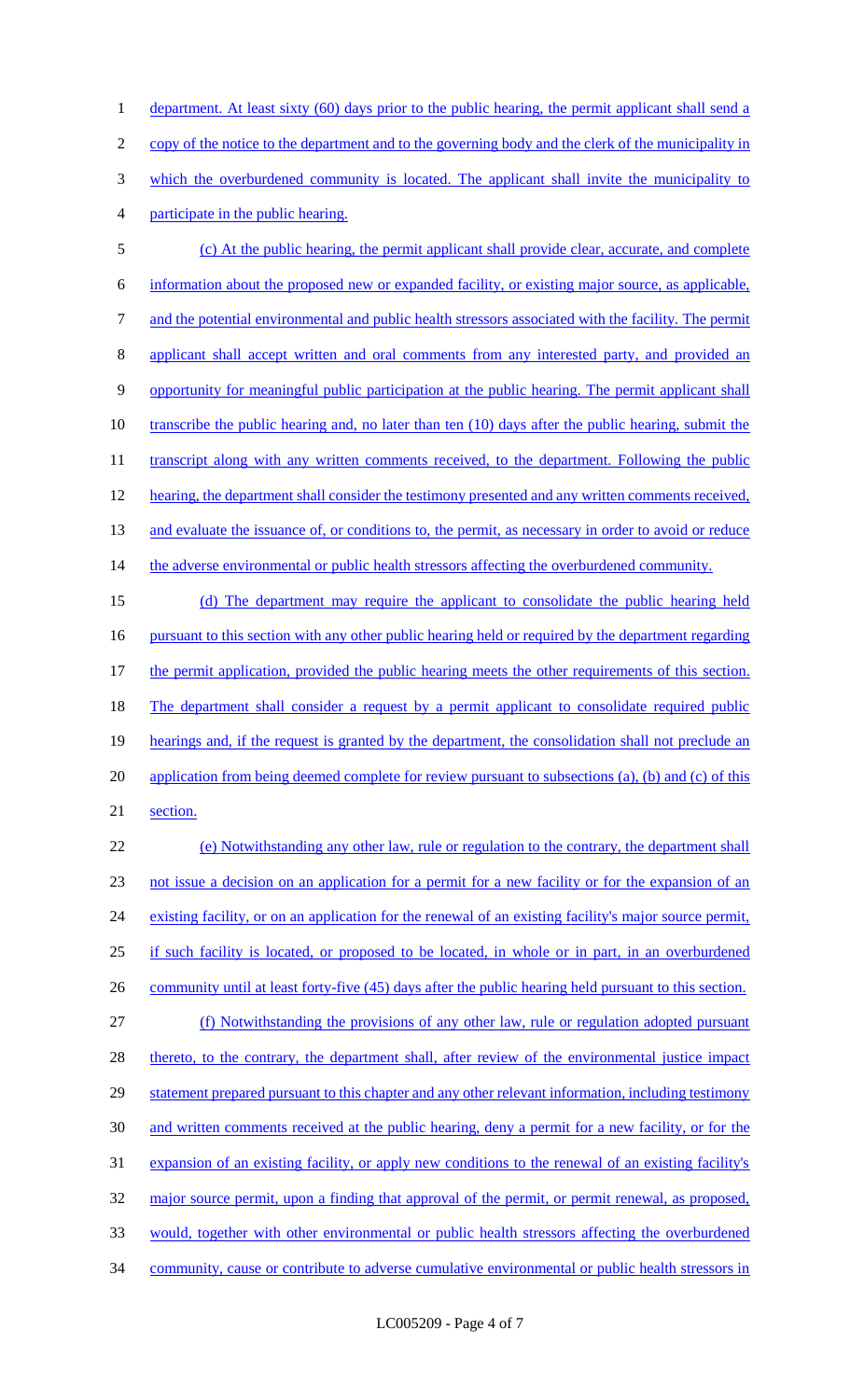department. At least sixty (60) days prior to the public hearing, the permit applicant shall send a copy of the notice to the department and to the governing body and the clerk of the municipality in which the overburdened community is located. The applicant shall invite the municipality to participate in the public hearing.

(c) At the public hearing, the permit applicant shall provide clear, accurate, and complete information about the proposed new or expanded facility, or existing major source, as applicable, and the potential environmental and public health stressors associated with the facility. The permit applicant shall accept written and oral comments from any interested party, and provided an opportunity for meaningful public participation at the public hearing. The permit applicant shall transcribe the public hearing and, no later than ten (10) days after the public hearing, submit the transcript along with any written comments received, to the department. Following the public hearing, the department shall consider the testimony presented and any written comments received, and evaluate the issuance of, or conditions to, the permit, as necessary in order to avoid or reduce the adverse environmental or public health stressors affecting the overburdened community.

(d) The department may require the applicant to consolidate the public hearing held pursuant to this section with any other public hearing held or required by the department regarding the permit application, provided the public hearing meets the other requirements of this section. The department shall consider a request by a permit applicant to consolidate required public hearings and, if the request is granted by the department, the consolidation shall not preclude an application from being deemed complete for review pursuant to subsections (a), (b) and (c) of this section.

(e) Notwithstanding any other law, rule or regulation to the contrary, the department shall not issue a decision on an application for a permit for a new facility or for the expansion of an existing facility, or on an application for the renewal of an existing facility's major source permit, if such facility is located, or proposed to be located, in whole or in part, in an overburdened community until at least forty-five (45) days after the public hearing held pursuant to this section.

(f) Notwithstanding the provisions of any other law, rule or regulation adopted pursuant thereto, to the contrary, the department shall, after review of the environmental justice impact statement prepared pursuant to this chapter and any other relevant information, including testimony and written comments received at the public hearing, deny a permit for a new facility, or for the expansion of an existing facility, or apply new conditions to the renewal of an existing facility's major source permit, upon a finding that approval of the permit, or permit renewal, as proposed, would, together with other environmental or public health stressors affecting the overburdened community, cause or contribute to adverse cumulative environmental or public health stressors in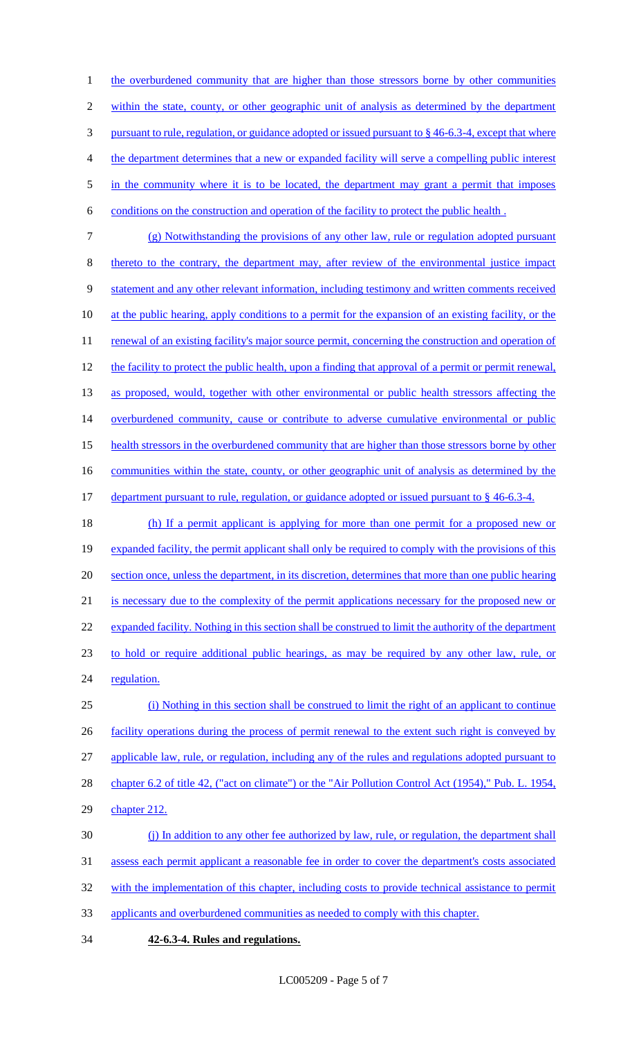the overburdened community that are higher than those stressors borne by other communities within the state, county, or other geographic unit of analysis as determined by the department pursuant to rule, regulation, or guidance adopted or issued pursuant to § 46-6.3-4, except that where the department determines that a new or expanded facility will serve a compelling public interest in the community where it is to be located, the department may grant a permit that imposes conditions on the construction and operation of the facility to protect the public health .

(g) Notwithstanding the provisions of any other law, rule or regulation adopted pursuant thereto to the contrary, the department may, after review of the environmental justice impact statement and any other relevant information, including testimony and written comments received at the public hearing, apply conditions to a permit for the expansion of an existing facility, or the renewal of an existing facility's major source permit, concerning the construction and operation of the facility to protect the public health, upon a finding that approval of a permit or permit renewal, as proposed, would, together with other environmental or public health stressors affecting the overburdened community, cause or contribute to adverse cumulative environmental or public health stressors in the overburdened community that are higher than those stressors borne by other communities within the state, county, or other geographic unit of analysis as determined by the department pursuant to rule, regulation, or guidance adopted or issued pursuant to § 46-6.3-4.

(h) If a permit applicant is applying for more than one permit for a proposed new or expanded facility, the permit applicant shall only be required to comply with the provisions of this section once, unless the department, in its discretion, determines that more than one public hearing is necessary due to the complexity of the permit applications necessary for the proposed new or expanded facility. Nothing in this section shall be construed to limit the authority of the department to hold or require additional public hearings, as may be required by any other law, rule, or regulation.

(i) Nothing in this section shall be construed to limit the right of an applicant to continue facility operations during the process of permit renewal to the extent such right is conveyed by applicable law, rule, or regulation, including any of the rules and regulations adopted pursuant to chapter 6.2 of title 42, ("act on climate") or the "Air Pollution Control Act (1954)," Pub. L. 1954, chapter 212.

(j) In addition to any other fee authorized by law, rule, or regulation, the department shall assess each permit applicant a reasonable fee in order to cover the department's costs associated with the implementation of this chapter, including costs to provide technical assistance to permit applicants and overburdened communities as needed to comply with this chapter.

**42-6.3-4. Rules and regulations.**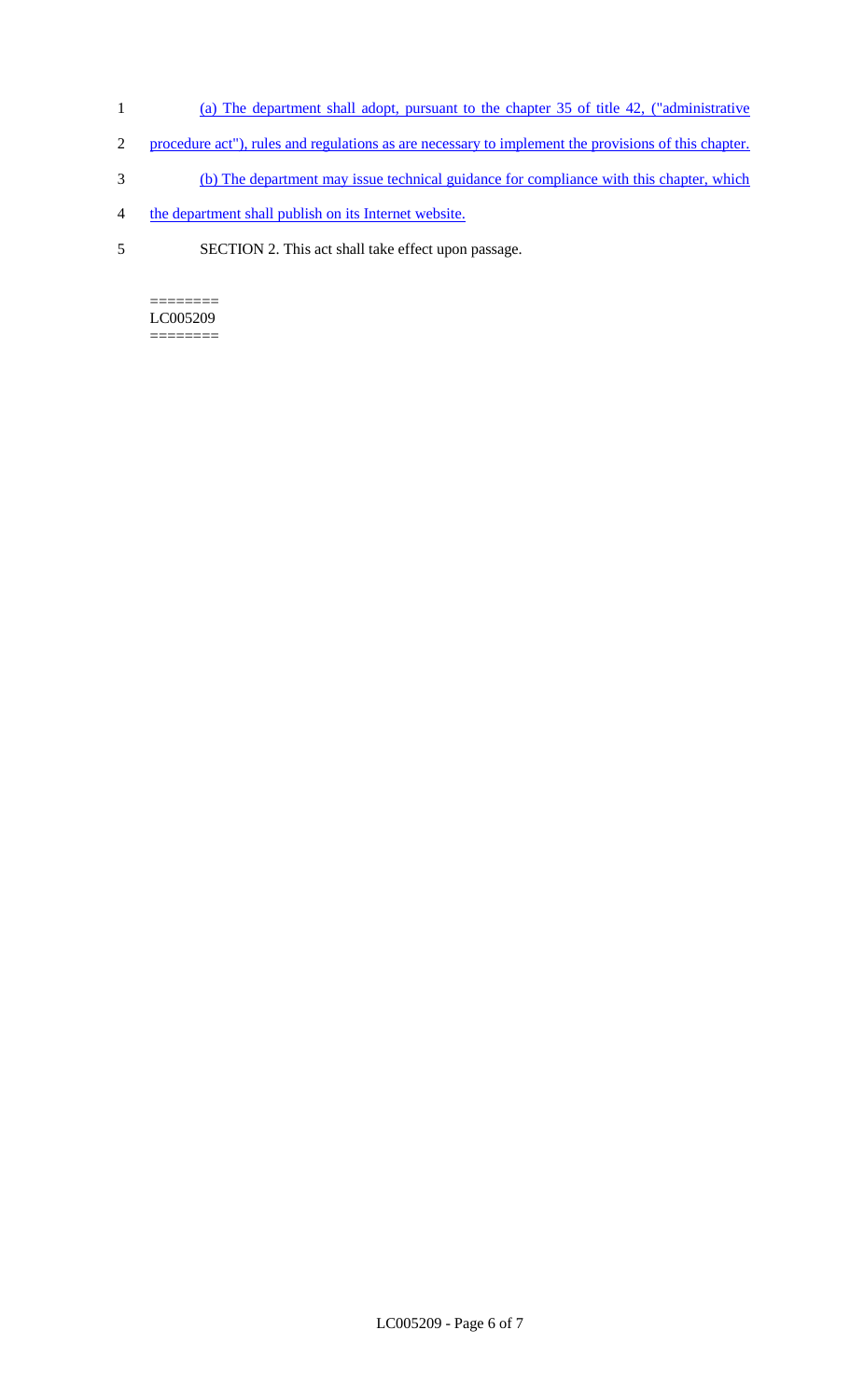(a) The department shall adopt, pursuant to the chapter 35 of title 42, ("administrative procedure act"), rules and regulations as are necessary to implement the provisions of this chapter.

(b) The department may issue technical guidance for compliance with this chapter, which the department shall publish on its Internet website.

SECTION 2. This act shall take effect upon passage.

========
LC005209
========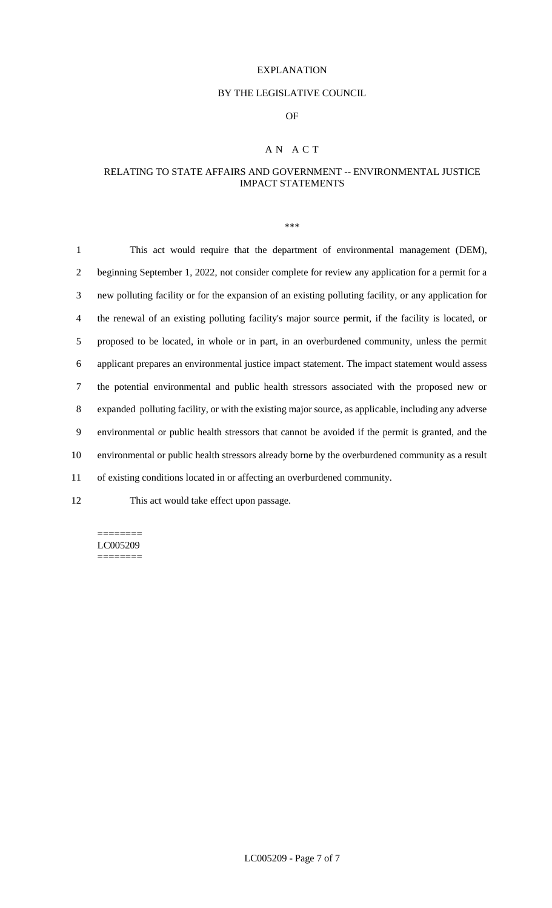EXPLANATION

BY THE LEGISLATIVE COUNCIL

OF

A N A C T

RELATING TO STATE AFFAIRS AND GOVERNMENT -- ENVIRONMENTAL JUSTICE IMPACT STATEMENTS

\*\*\*

1 This act would require that the department of environmental management (DEM),
2 beginning September 1, 2022, not consider complete for review any application for a permit for a
3 new polluting facility or for the expansion of an existing polluting facility, or any application for
4 the renewal of an existing polluting facility's major source permit, if the facility is located, or
5 proposed to be located, in whole or in part, in an overburdened community, unless the permit
6 applicant prepares an environmental justice impact statement. The impact statement would assess
7 the potential environmental and public health stressors associated with the proposed new or
8 expanded polluting facility, or with the existing major source, as applicable, including any adverse
9 environmental or public health stressors that cannot be avoided if the permit is granted, and the
10 environmental or public health stressors already borne by the overburdened community as a result
11 of existing conditions located in or affecting an overburdened community.

12 This act would take effect upon passage.

========
LC005209
========